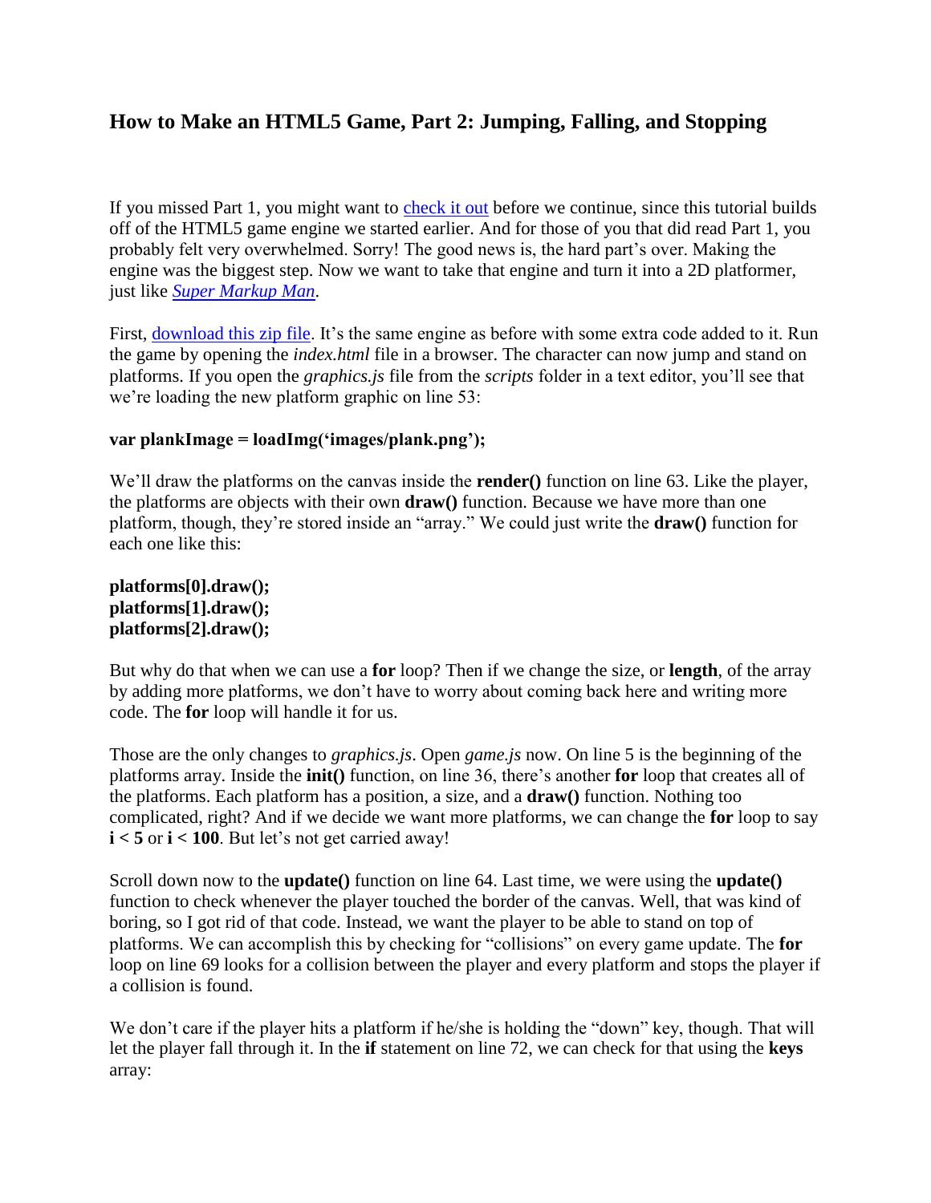# How to Make an HTML5 Game, Part 2: Jumping, Falling, and Stopping

If you missed Part 1, you might want to check it out before we continue, since this tutorial builds off of the HTML5 game engine we started earlier. And for those of you that did read Part 1, you probably felt very overwhelmed. Sorry! The good news is, the hard part's over. Making the engine was the biggest step. Now we want to take that engine and turn it into a 2D platformer, just like *Super Markup Man*.

First, download this zip file. It's the same engine as before with some extra code added to it. Run the game by opening the *index.html* file in a browser. The character can now jump and stand on platforms. If you open the *graphics.js* file from the *scripts* folder in a text editor, you'll see that we're loading the new platform graphic on line 53:

**var plankImage = loadImg('images/plank.png');**

We'll draw the platforms on the canvas inside the **render()** function on line 63. Like the player, the platforms are objects with their own **draw()** function. Because we have more than one platform, though, they're stored inside an "array." We could just write the **draw()** function for each one like this:

```
platforms[0].draw();
platforms[1].draw();
platforms[2].draw();
```

But why do that when we can use a **for** loop? Then if we change the size, or **length**, of the array by adding more platforms, we don't have to worry about coming back here and writing more code. The **for** loop will handle it for us.

Those are the only changes to *graphics.js*. Open *game.js* now. On line 5 is the beginning of the platforms array. Inside the **init()** function, on line 36, there's another **for** loop that creates all of the platforms. Each platform has a position, a size, and a **draw()** function. Nothing too complicated, right? And if we decide we want more platforms, we can change the **for** loop to say **i < 5** or **i < 100**. But let's not get carried away!

Scroll down now to the **update()** function on line 64. Last time, we were using the **update()** function to check whenever the player touched the border of the canvas. Well, that was kind of boring, so I got rid of that code. Instead, we want the player to be able to stand on top of platforms. We can accomplish this by checking for "collisions" on every game update. The **for** loop on line 69 looks for a collision between the player and every platform and stops the player if a collision is found.

We don't care if the player hits a platform if he/she is holding the "down" key, though. That will let the player fall through it. In the **if** statement on line 72, we can check for that using the **keys** array: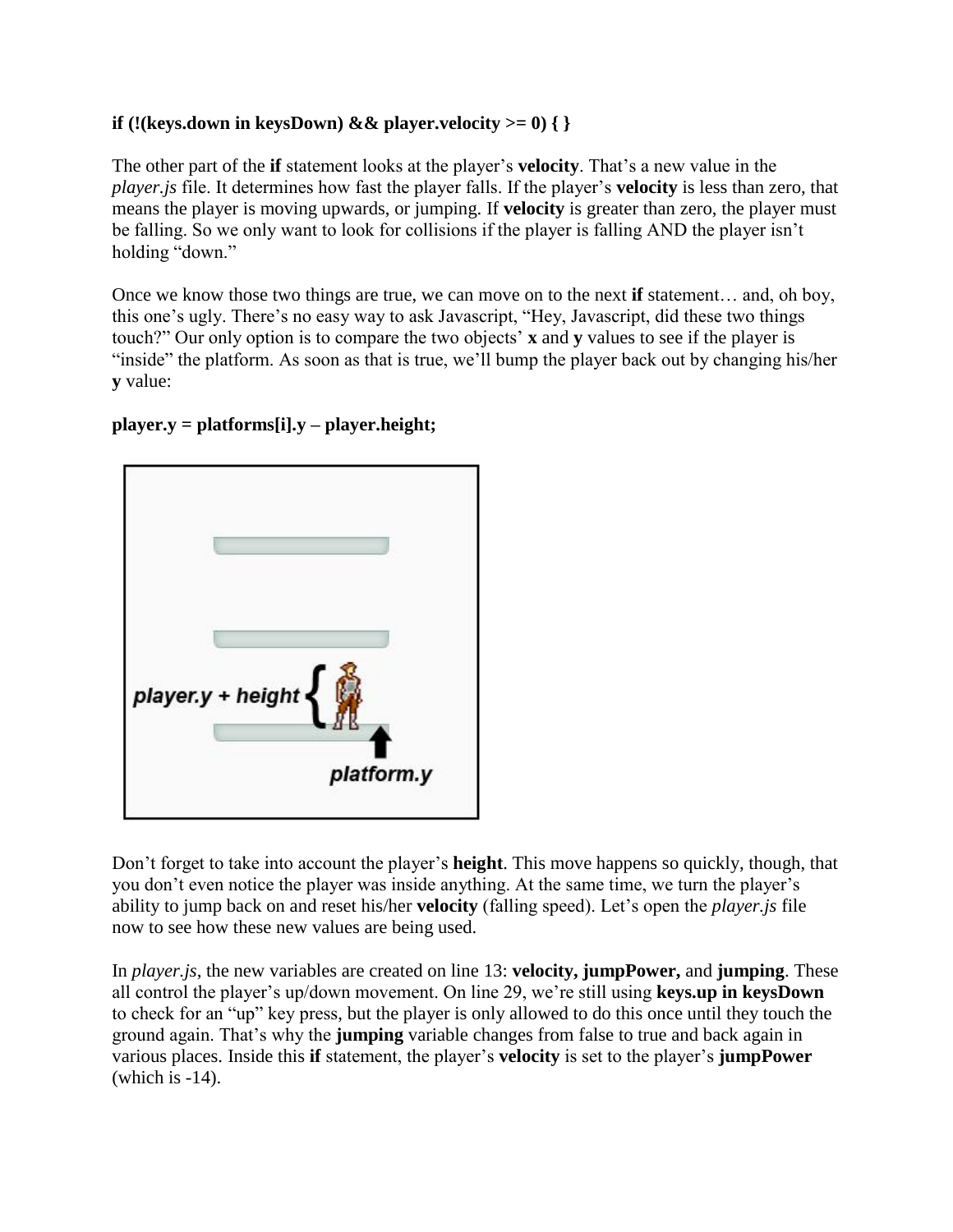**if (!(keys.down in keysDown) && player.velocity >= 0) { }**

The other part of the **if** statement looks at the player's **velocity**. That's a new value in the *player.js* file. It determines how fast the player falls. If the player's **velocity** is less than zero, that means the player is moving upwards, or jumping. If **velocity** is greater than zero, the player must be falling. So we only want to look for collisions if the player is falling AND the player isn't holding "down."

Once we know those two things are true, we can move on to the next **if** statement… and, oh boy, this one's ugly. There's no easy way to ask Javascript, "Hey, Javascript, did these two things touch?" Our only option is to compare the two objects' **x** and **y** values to see if the player is "inside" the platform. As soon as that is true, we'll bump the player back out by changing his/her **y** value:

**player.y = platforms[i].y – player.height;**

Don't forget to take into account the player's **height**. This move happens so quickly, though, that you don't even notice the player was inside anything. At the same time, we turn the player's ability to jump back on and reset his/her **velocity** (falling speed). Let's open the *player.js* file now to see how these new values are being used.

In *player.js*, the new variables are created on line 13: **velocity, jumpPower,** and **jumping**. These all control the player's up/down movement. On line 29, we're still using **keys.up in keysDown** to check for an "up" key press, but the player is only allowed to do this once until they touch the ground again. That's why the **jumping** variable changes from false to true and back again in various places. Inside this **if** statement, the player's **velocity** is set to the player's **jumpPower** (which is -14).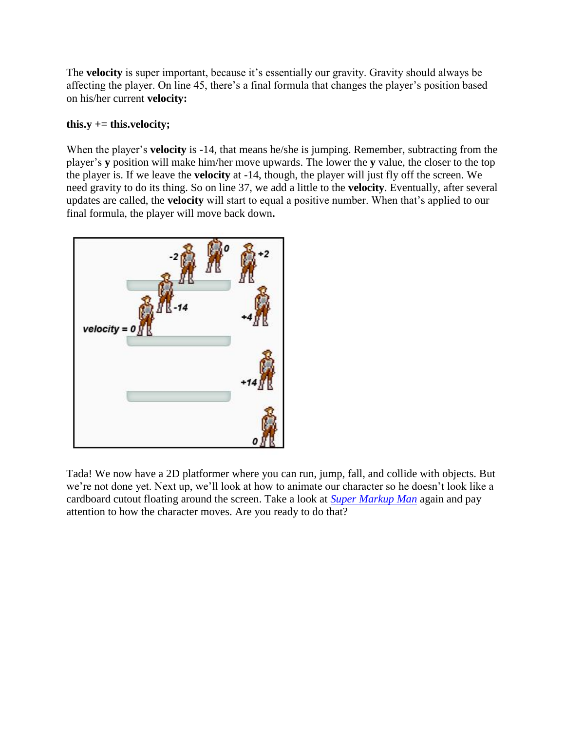The **velocity** is super important, because it's essentially our gravity. Gravity should always be affecting the player. On line 45, there's a final formula that changes the player's position based on his/her current **velocity:**

**this.y += this.velocity;**

When the player's **velocity** is -14, that means he/she is jumping. Remember, subtracting from the player's **y** position will make him/her move upwards. The lower the **y** value, the closer to the top the player is. If we leave the **velocity** at -14, though, the player will just fly off the screen. We need gravity to do its thing. So on line 37, we add a little to the **velocity**. Eventually, after several updates are called, the **velocity** will start to equal a positive number. When that's applied to our final formula, the player will move back down**.**

velocity = 0
-14
-2
0
+2
+4
+14
0

Tada! We now have a 2D platformer where you can run, jump, fall, and collide with objects. But we're not done yet. Next up, we'll look at how to animate our character so he doesn't look like a cardboard cutout floating around the screen. Take a look at *Super Markup Man* again and pay attention to how the character moves. Are you ready to do that?